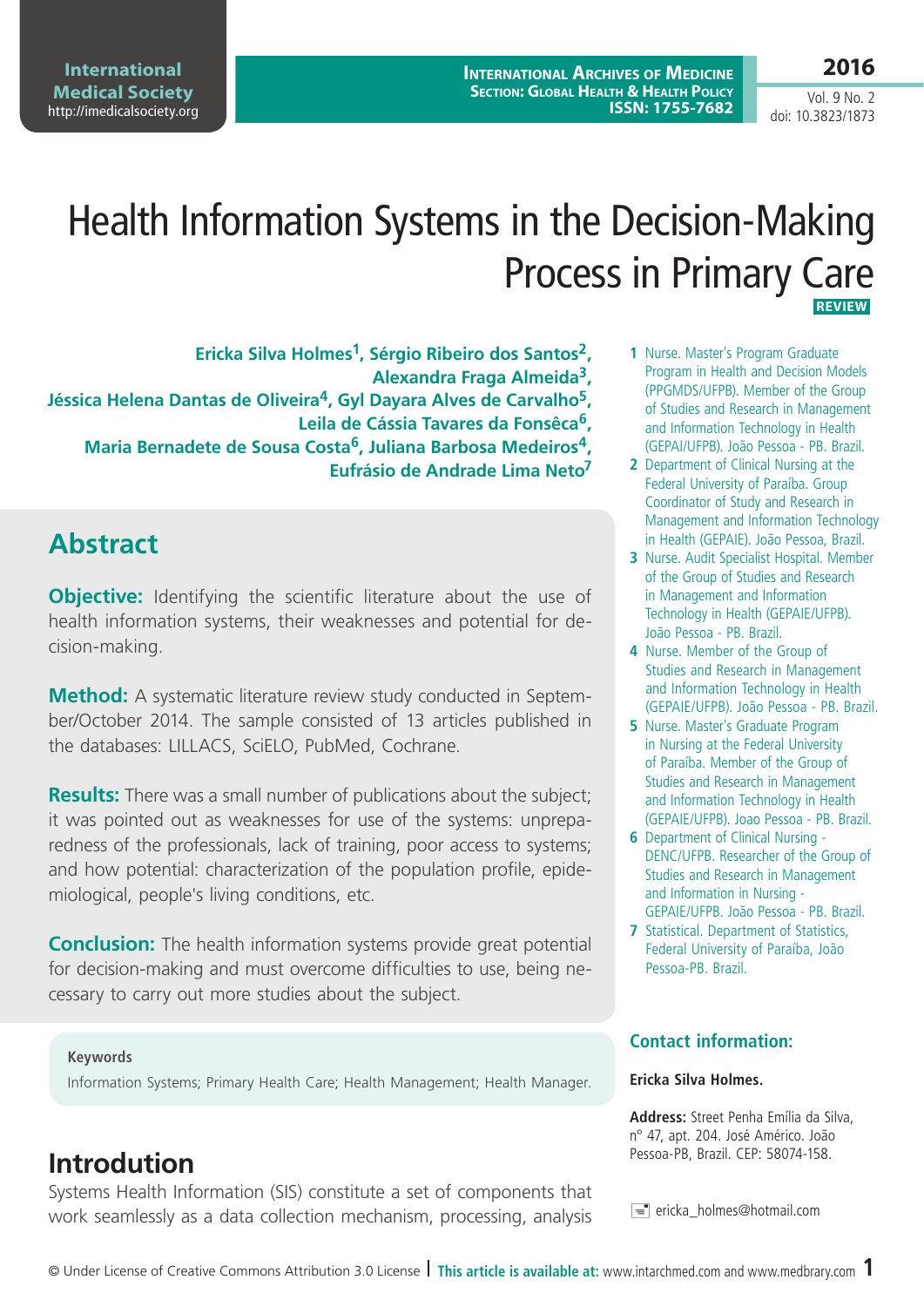# Health Information Systems in the Decision-Making Process in Primary Care

**REVIEW**

**Ericka Silva Holmes[1], Sérgio Ribeiro dos Santos[2], Alexandra Fraga Almeida[3], Jéssica Helena Dantas de Oliveira[4], Gyl Dayara Alves de Carvalho[5], Leila de Cássia Tavares da Fonsêca[6], Maria Bernadete de Sousa Costa[6], Juliana Barbosa Medeiros[4], Eufrásio de Andrade Lima Neto[7]**

1 Nurse. Master's Program Graduate Program in Health and Decision Models (PPGMDS/UFPB). Member of the Group of Studies and Research in Management and Information Technology in Health (GEPAI/UFPB). João Pessoa - PB. Brazil.

2 Department of Clinical Nursing at the Federal University of Paraíba. Group Coordinator of Study and Research in Management and Information Technology in Health (GEPAIE). João Pessoa, Brazil.

3 Nurse. Audit Specialist Hospital. Member of the Group of Studies and Research in Management and Information Technology in Health (GEPAIE/UFPB). João Pessoa - PB. Brazil.

4 Nurse. Member of the Group of Studies and Research in Management and Information Technology in Health (GEPAIE/UFPB). João Pessoa - PB. Brazil.

5 Nurse. Master's Graduate Program in Nursing at the Federal University of Paraíba. Member of the Group of Studies and Research in Management and Information Technology in Health (GEPAIE/UFPB). Joao Pessoa - PB. Brazil.

6 Department of Clinical Nursing - DENC/UFPB. Researcher of the Group of Studies and Research in Management and Information in Nursing - GEPAIE/UFPB. João Pessoa - PB. Brazil.

7 Statistical. Department of Statistics, Federal University of Paraíba, João Pessoa-PB. Brazil.

## Abstract

**Objective:** Identifying the scientific literature about the use of health information systems, their weaknesses and potential for decision-making.

**Method:** A systematic literature review study conducted in September/October 2014. The sample consisted of 13 articles published in the databases: LILLACS, SciELO, PubMed, Cochrane.

**Results:** There was a small number of publications about the subject; it was pointed out as weaknesses for use of the systems: unpreparedness of the professionals, lack of training, poor access to systems; and how potential: characterization of the population profile, epidemiological, people's living conditions, etc.

**Conclusion:** The health information systems provide great potential for decision-making and must overcome difficulties to use, being necessary to carry out more studies about the subject.

**Keywords**

Information Systems; Primary Health Care; Health Management; Health Manager.

### Contact information:

**Ericka Silva Holmes.**

**Address:** Street Penha Emília da Silva, n° 47, apt. 204. José Américo. João Pessoa-PB, Brazil. CEP: 58074-158.

ericka_holmes@hotmail.com

## Introduction

Systems Health Information (SIS) constitute a set of components that work seamlessly as a data collection mechanism, processing, analysis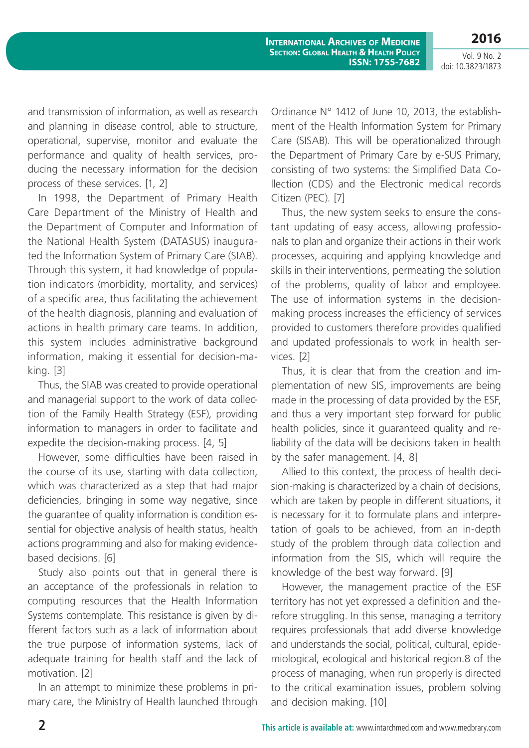and transmission of information, as well as research and planning in disease control, able to structure, operational, supervise, monitor and evaluate the performance and quality of health services, producing the necessary information for the decision process of these services. [1, 2]

In 1998, the Department of Primary Health Care Department of the Ministry of Health and the Department of Computer and Information of the National Health System (DATASUS) inaugurated the Information System of Primary Care (SIAB). Through this system, it had knowledge of population indicators (morbidity, mortality, and services) of a specific area, thus facilitating the achievement of the health diagnosis, planning and evaluation of actions in health primary care teams. In addition, this system includes administrative background information, making it essential for decision-making. [3]

Thus, the SIAB was created to provide operational and managerial support to the work of data collection of the Family Health Strategy (ESF), providing information to managers in order to facilitate and expedite the decision-making process. [4, 5]

However, some difficulties have been raised in the course of its use, starting with data collection, which was characterized as a step that had major deficiencies, bringing in some way negative, since the guarantee of quality information is condition essential for objective analysis of health status, health actions programming and also for making evidence-based decisions. [6]

Study also points out that in general there is an acceptance of the professionals in relation to computing resources that the Health Information Systems contemplate. This resistance is given by different factors such as a lack of information about the true purpose of information systems, lack of adequate training for health staff and the lack of motivation. [2]

In an attempt to minimize these problems in primary care, the Ministry of Health launched through Ordinance N° 1412 of June 10, 2013, the establishment of the Health Information System for Primary Care (SISAB). This will be operationalized through the Department of Primary Care by e-SUS Primary, consisting of two systems: the Simplified Data Collection (CDS) and the Electronic medical records Citizen (PEC). [7]

Thus, the new system seeks to ensure the constant updating of easy access, allowing professionals to plan and organize their actions in their work processes, acquiring and applying knowledge and skills in their interventions, permeating the solution of the problems, quality of labor and employee. The use of information systems in the decision-making process increases the efficiency of services provided to customers therefore provides qualified and updated professionals to work in health services. [2]

Thus, it is clear that from the creation and implementation of new SIS, improvements are being made in the processing of data provided by the ESF, and thus a very important step forward for public health policies, since it guaranteed quality and reliability of the data will be decisions taken in health by the safer management. [4, 8]

Allied to this context, the process of health decision-making is characterized by a chain of decisions, which are taken by people in different situations, it is necessary for it to formulate plans and interpretation of goals to be achieved, from an in-depth study of the problem through data collection and information from the SIS, which will require the knowledge of the best way forward. [9]

However, the management practice of the ESF territory has not yet expressed a definition and therefore struggling. In this sense, managing a territory requires professionals that add diverse knowledge and understands the social, political, cultural, epidemiological, ecological and historical region.8 of the process of managing, when run properly is directed to the critical examination issues, problem solving and decision making. [10]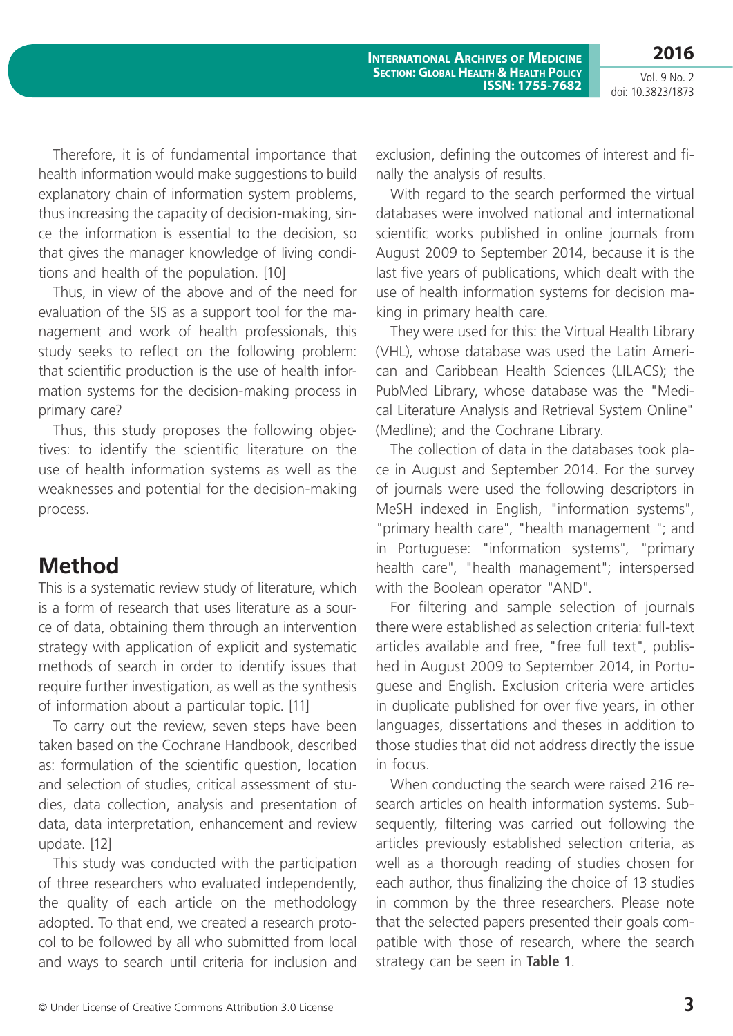Therefore, it is of fundamental importance that health information would make suggestions to build explanatory chain of information system problems, thus increasing the capacity of decision-making, since the information is essential to the decision, so that gives the manager knowledge of living conditions and health of the population. [10]

Thus, in view of the above and of the need for evaluation of the SIS as a support tool for the management and work of health professionals, this study seeks to reflect on the following problem: that scientific production is the use of health information systems for the decision-making process in primary care?

Thus, this study proposes the following objectives: to identify the scientific literature on the use of health information systems as well as the weaknesses and potential for the decision-making process.

## Method

This is a systematic review study of literature, which is a form of research that uses literature as a source of data, obtaining them through an intervention strategy with application of explicit and systematic methods of search in order to identify issues that require further investigation, as well as the synthesis of information about a particular topic. [11]

To carry out the review, seven steps have been taken based on the Cochrane Handbook, described as: formulation of the scientific question, location and selection of studies, critical assessment of studies, data collection, analysis and presentation of data, data interpretation, enhancement and review update. [12]

This study was conducted with the participation of three researchers who evaluated independently, the quality of each article on the methodology adopted. To that end, we created a research protocol to be followed by all who submitted from local and ways to search until criteria for inclusion and exclusion, defining the outcomes of interest and finally the analysis of results.

With regard to the search performed the virtual databases were involved national and international scientific works published in online journals from August 2009 to September 2014, because it is the last five years of publications, which dealt with the use of health information systems for decision making in primary health care.

They were used for this: the Virtual Health Library (VHL), whose database was used the Latin American and Caribbean Health Sciences (LILACS); the PubMed Library, whose database was the "Medical Literature Analysis and Retrieval System Online" (Medline); and the Cochrane Library.

The collection of data in the databases took place in August and September 2014. For the survey of journals were used the following descriptors in MeSH indexed in English, "information systems", "primary health care", "health management "; and in Portuguese: "information systems", "primary health care", "health management"; interspersed with the Boolean operator "AND".

For filtering and sample selection of journals there were established as selection criteria: full-text articles available and free, "free full text", published in August 2009 to September 2014, in Portuguese and English. Exclusion criteria were articles in duplicate published for over five years, in other languages, dissertations and theses in addition to those studies that did not address directly the issue in focus.

When conducting the search were raised 216 research articles on health information systems. Subsequently, filtering was carried out following the articles previously established selection criteria, as well as a thorough reading of studies chosen for each author, thus finalizing the choice of 13 studies in common by the three researchers. Please note that the selected papers presented their goals compatible with those of research, where the search strategy can be seen in **Table 1**.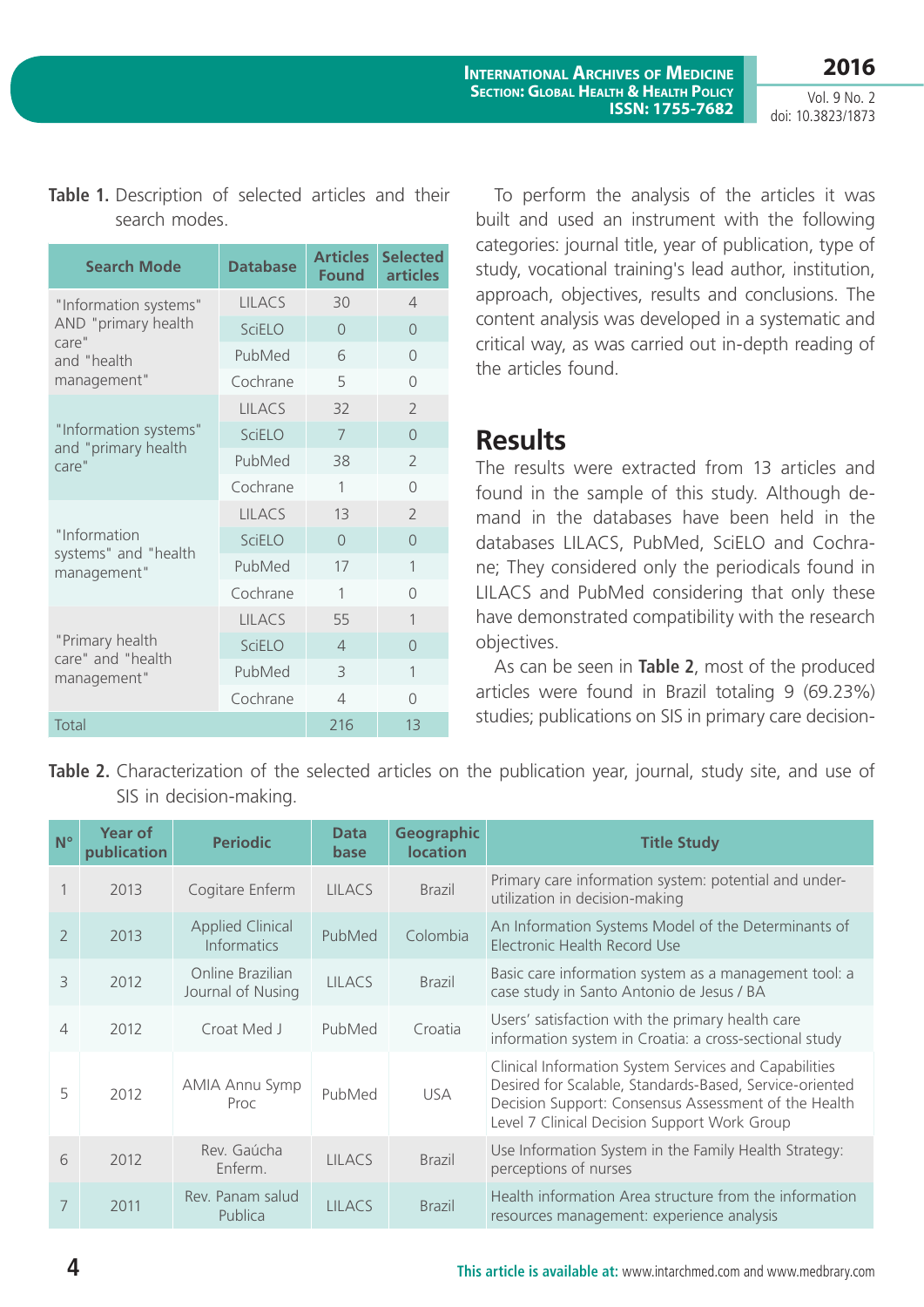**Table 1.** Description of selected articles and their search modes.

| Search Mode | Database | Articles Found | Selected articles |
|---|---|---|---|
| "Information systems" AND "primary health care" and "health management" | LILACS | 30 | 4 |
| | SciELO | 0 | 0 |
| | PubMed | 6 | 0 |
| | Cochrane | 5 | 0 |
| "Information systems" and "primary health care" | LILACS | 32 | 2 |
| | SciELO | 7 | 0 |
| | PubMed | 38 | 2 |
| | Cochrane | 1 | 0 |
| "Information systems" and "health management" | LILACS | 13 | 2 |
| | SciELO | 0 | 0 |
| | PubMed | 17 | 1 |
| | Cochrane | 1 | 0 |
| "Primary health care" and "health management" | LILACS | 55 | 1 |
| | SciELO | 4 | 0 |
| | PubMed | 3 | 1 |
| | Cochrane | 4 | 0 |
| Total | | 216 | 13 |

To perform the analysis of the articles it was built and used an instrument with the following categories: journal title, year of publication, type of study, vocational training's lead author, institution, approach, objectives, results and conclusions. The content analysis was developed in a systematic and critical way, as was carried out in-depth reading of the articles found.

## Results

The results were extracted from 13 articles and found in the sample of this study. Although demand in the databases have been held in the databases LILACS, PubMed, SciELO and Cochrane; They considered only the periodicals found in LILACS and PubMed considering that only these have demonstrated compatibility with the research objectives.

As can be seen in **Table 2**, most of the produced articles were found in Brazil totaling 9 (69.23%) studies; publications on SIS in primary care decision-

**Table 2.** Characterization of the selected articles on the publication year, journal, study site, and use of SIS in decision-making.

| N° | Year of publication | Periodic | Data base | Geographic location | Title Study |
|---|---|---|---|---|---|
| 1 | 2013 | Cogitare Enferm | LILACS | Brazil | Primary care information system: potential and underutilization in decision-making |
| 2 | 2013 | Applied Clinical Informatics | PubMed | Colombia | An Information Systems Model of the Determinants of Electronic Health Record Use |
| 3 | 2012 | Online Brazilian Journal of Nusing | LILACS | Brazil | Basic care information system as a management tool: a case study in Santo Antonio de Jesus / BA |
| 4 | 2012 | Croat Med J | PubMed | Croatia | Users' satisfaction with the primary health care information system in Croatia: a cross-sectional study |
| 5 | 2012 | AMIA Annu Symp Proc | PubMed | USA | Clinical Information System Services and Capabilities Desired for Scalable, Standards-Based, Service-oriented Decision Support: Consensus Assessment of the Health Level 7 Clinical Decision Support Work Group |
| 6 | 2012 | Rev. Gaúcha Enferm. | LILACS | Brazil | Use Information System in the Family Health Strategy: perceptions of nurses |
| 7 | 2011 | Rev. Panam salud Publica | LILACS | Brazil | Health information Area structure from the information resources management: experience analysis |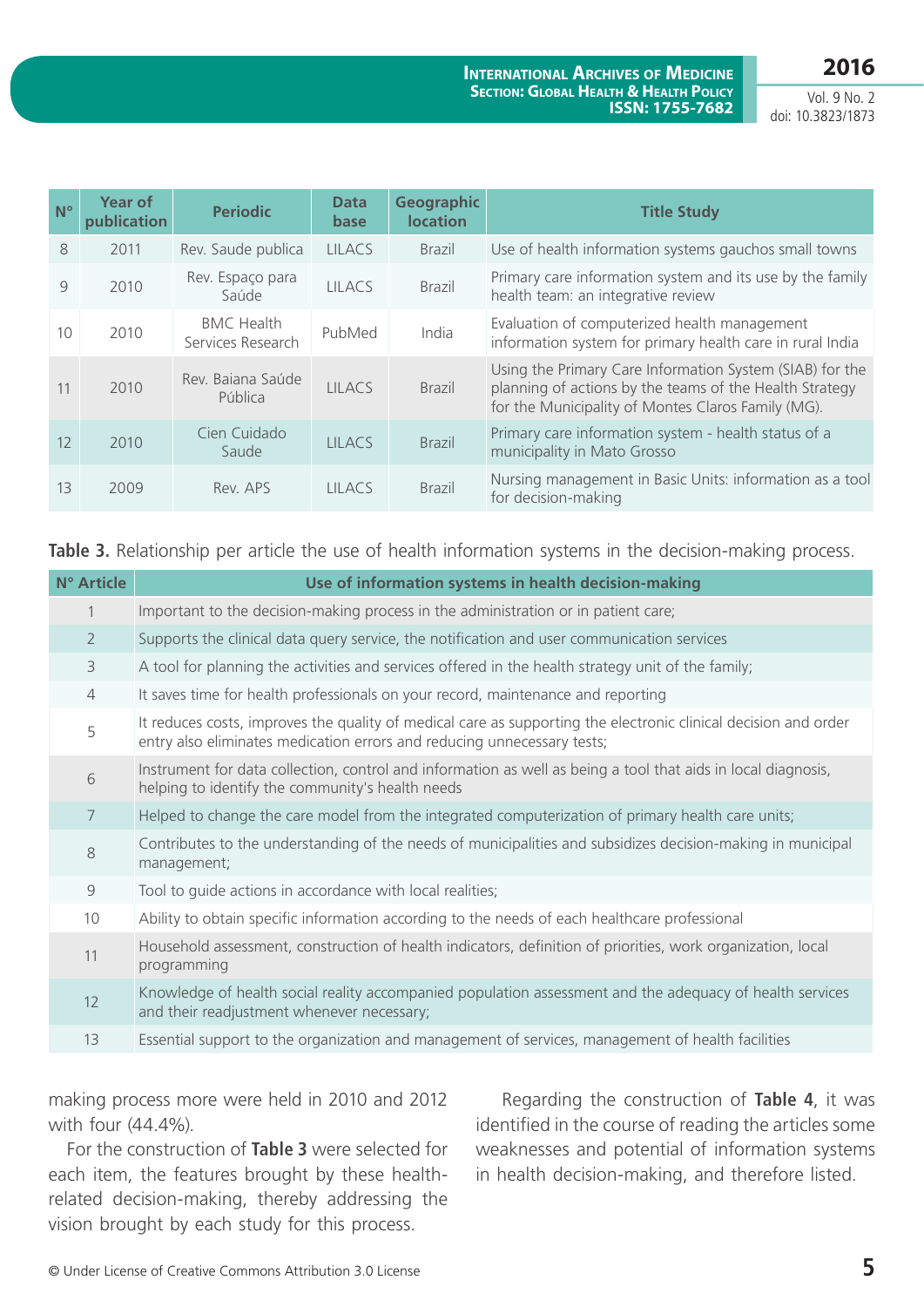| N° | Year of publication | Periodic | Data base | Geographic location | Title Study |
|---|---|---|---|---|---|
| 8 | 2011 | Rev. Saude publica | LILACS | Brazil | Use of health information systems gauchos small towns |
| 9 | 2010 | Rev. Espaço para Saúde | LILACS | Brazil | Primary care information system and its use by the family health team: an integrative review |
| 10 | 2010 | BMC Health Services Research | PubMed | India | Evaluation of computerized health management information system for primary health care in rural India |
| 11 | 2010 | Rev. Baiana Saúde Pública | LILACS | Brazil | Using the Primary Care Information System (SIAB) for the planning of actions by the teams of the Health Strategy for the Municipality of Montes Claros Family (MG). |
| 12 | 2010 | Cien Cuidado Saude | LILACS | Brazil | Primary care information system - health status of a municipality in Mato Grosso |
| 13 | 2009 | Rev. APS | LILACS | Brazil | Nursing management in Basic Units: information as a tool for decision-making |

**Table 3.** Relationship per article the use of health information systems in the decision-making process.

| N° Article | Use of information systems in health decision-making |
|---|---|
| 1 | Important to the decision-making process in the administration or in patient care; |
| 2 | Supports the clinical data query service, the notification and user communication services |
| 3 | A tool for planning the activities and services offered in the health strategy unit of the family; |
| 4 | It saves time for health professionals on your record, maintenance and reporting |
| 5 | It reduces costs, improves the quality of medical care as supporting the electronic clinical decision and order entry also eliminates medication errors and reducing unnecessary tests; |
| 6 | Instrument for data collection, control and information as well as being a tool that aids in local diagnosis, helping to identify the community's health needs |
| 7 | Helped to change the care model from the integrated computerization of primary health care units; |
| 8 | Contributes to the understanding of the needs of municipalities and subsidizes decision-making in municipal management; |
| 9 | Tool to guide actions in accordance with local realities; |
| 10 | Ability to obtain specific information according to the needs of each healthcare professional |
| 11 | Household assessment, construction of health indicators, definition of priorities, work organization, local programming |
| 12 | Knowledge of health social reality accompanied population assessment and the adequacy of health services and their readjustment whenever necessary; |
| 13 | Essential support to the organization and management of services, management of health facilities |

making process more were held in 2010 and 2012 with four (44.4%).

For the construction of **Table 3** were selected for each item, the features brought by these health-related decision-making, thereby addressing the vision brought by each study for this process.

Regarding the construction of **Table 4**, it was identified in the course of reading the articles some weaknesses and potential of information systems in health decision-making, and therefore listed.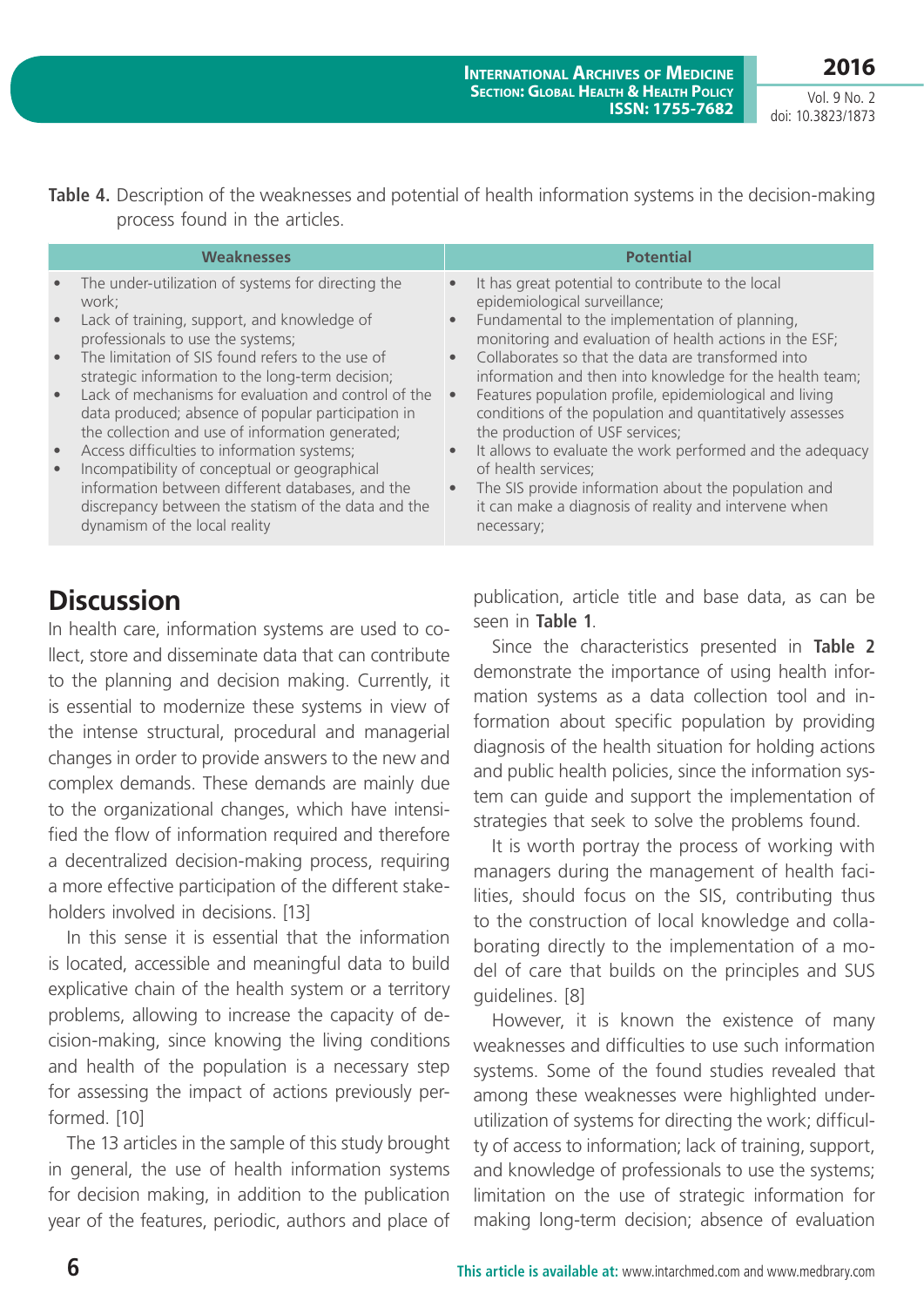**Table 4.** Description of the weaknesses and potential of health information systems in the decision-making process found in the articles.

| Weaknesses | Potential |
|---|---|
| • The under-utilization of systems for directing the work;<br>• Lack of training, support, and knowledge of professionals to use the systems;<br>• The limitation of SIS found refers to the use of strategic information to the long-term decision;<br>• Lack of mechanisms for evaluation and control of the data produced; absence of popular participation in the collection and use of information generated;<br>• Access difficulties to information systems;<br>• Incompatibility of conceptual or geographical information between different databases, and the discrepancy between the statism of the data and the dynamism of the local reality | • It has great potential to contribute to the local epidemiological surveillance;<br>• Fundamental to the implementation of planning, monitoring and evaluation of health actions in the ESF;<br>• Collaborates so that the data are transformed into information and then into knowledge for the health team;<br>• Features population profile, epidemiological and living conditions of the population and quantitatively assesses the production of USF services;<br>• It allows to evaluate the work performed and the adequacy of health services;<br>• The SIS provide information about the population and it can make a diagnosis of reality and intervene when necessary; |

## Discussion

In health care, information systems are used to collect, store and disseminate data that can contribute to the planning and decision making. Currently, it is essential to modernize these systems in view of the intense structural, procedural and managerial changes in order to provide answers to the new and complex demands. These demands are mainly due to the organizational changes, which have intensified the flow of information required and therefore a decentralized decision-making process, requiring a more effective participation of the different stakeholders involved in decisions. [13]

In this sense it is essential that the information is located, accessible and meaningful data to build explicative chain of the health system or a territory problems, allowing to increase the capacity of decision-making, since knowing the living conditions and health of the population is a necessary step for assessing the impact of actions previously performed. [10]

The 13 articles in the sample of this study brought in general, the use of health information systems for decision making, in addition to the publication year of the features, periodic, authors and place of publication, article title and base data, as can be seen in **Table 1**.

Since the characteristics presented in **Table 2** demonstrate the importance of using health information systems as a data collection tool and information about specific population by providing diagnosis of the health situation for holding actions and public health policies, since the information system can guide and support the implementation of strategies that seek to solve the problems found.

It is worth portray the process of working with managers during the management of health facilities, should focus on the SIS, contributing thus to the construction of local knowledge and collaborating directly to the implementation of a model of care that builds on the principles and SUS guidelines. [8]

However, it is known the existence of many weaknesses and difficulties to use such information systems. Some of the found studies revealed that among these weaknesses were highlighted underutilization of systems for directing the work; difficulty of access to information; lack of training, support, and knowledge of professionals to use the systems; limitation on the use of strategic information for making long-term decision; absence of evaluation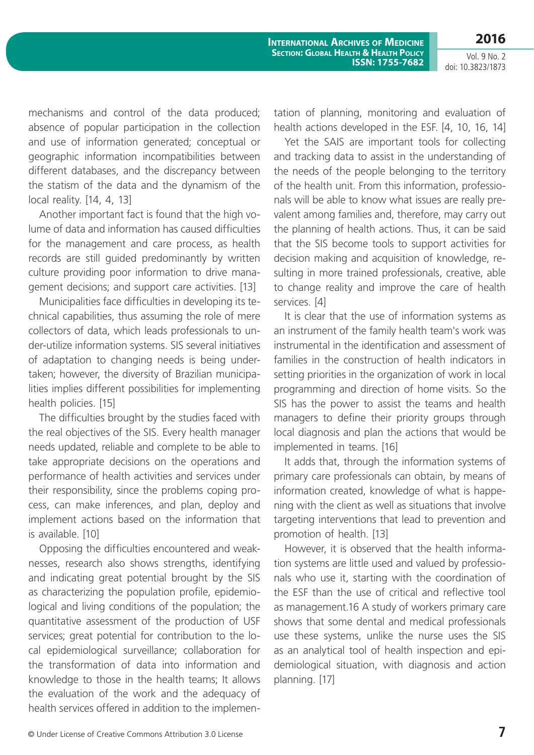mechanisms and control of the data produced; absence of popular participation in the collection and use of information generated; conceptual or geographic information incompatibilities between different databases, and the discrepancy between the statism of the data and the dynamism of the local reality. [14, 4, 13]

Another important fact is found that the high volume of data and information has caused difficulties for the management and care process, as health records are still guided predominantly by written culture providing poor information to drive management decisions; and support care activities. [13]

Municipalities face difficulties in developing its technical capabilities, thus assuming the role of mere collectors of data, which leads professionals to under-utilize information systems. SIS several initiatives of adaptation to changing needs is being undertaken; however, the diversity of Brazilian municipalities implies different possibilities for implementing health policies. [15]

The difficulties brought by the studies faced with the real objectives of the SIS. Every health manager needs updated, reliable and complete to be able to take appropriate decisions on the operations and performance of health activities and services under their responsibility, since the problems coping process, can make inferences, and plan, deploy and implement actions based on the information that is available. [10]

Opposing the difficulties encountered and weaknesses, research also shows strengths, identifying and indicating great potential brought by the SIS as characterizing the population profile, epidemiological and living conditions of the population; the quantitative assessment of the production of USF services; great potential for contribution to the local epidemiological surveillance; collaboration for the transformation of data into information and knowledge to those in the health teams; It allows the evaluation of the work and the adequacy of health services offered in addition to the implementation of planning, monitoring and evaluation of health actions developed in the ESF. [4, 10, 16, 14]

Yet the SAIS are important tools for collecting and tracking data to assist in the understanding of the needs of the people belonging to the territory of the health unit. From this information, professionals will be able to know what issues are really prevalent among families and, therefore, may carry out the planning of health actions. Thus, it can be said that the SIS become tools to support activities for decision making and acquisition of knowledge, resulting in more trained professionals, creative, able to change reality and improve the care of health services. [4]

It is clear that the use of information systems as an instrument of the family health team's work was instrumental in the identification and assessment of families in the construction of health indicators in setting priorities in the organization of work in local programming and direction of home visits. So the SIS has the power to assist the teams and health managers to define their priority groups through local diagnosis and plan the actions that would be implemented in teams. [16]

It adds that, through the information systems of primary care professionals can obtain, by means of information created, knowledge of what is happening with the client as well as situations that involve targeting interventions that lead to prevention and promotion of health. [13]

However, it is observed that the health information systems are little used and valued by professionals who use it, starting with the coordination of the ESF than the use of critical and reflective tool as management.16 A study of workers primary care shows that some dental and medical professionals use these systems, unlike the nurse uses the SIS as an analytical tool of health inspection and epidemiological situation, with diagnosis and action planning. [17]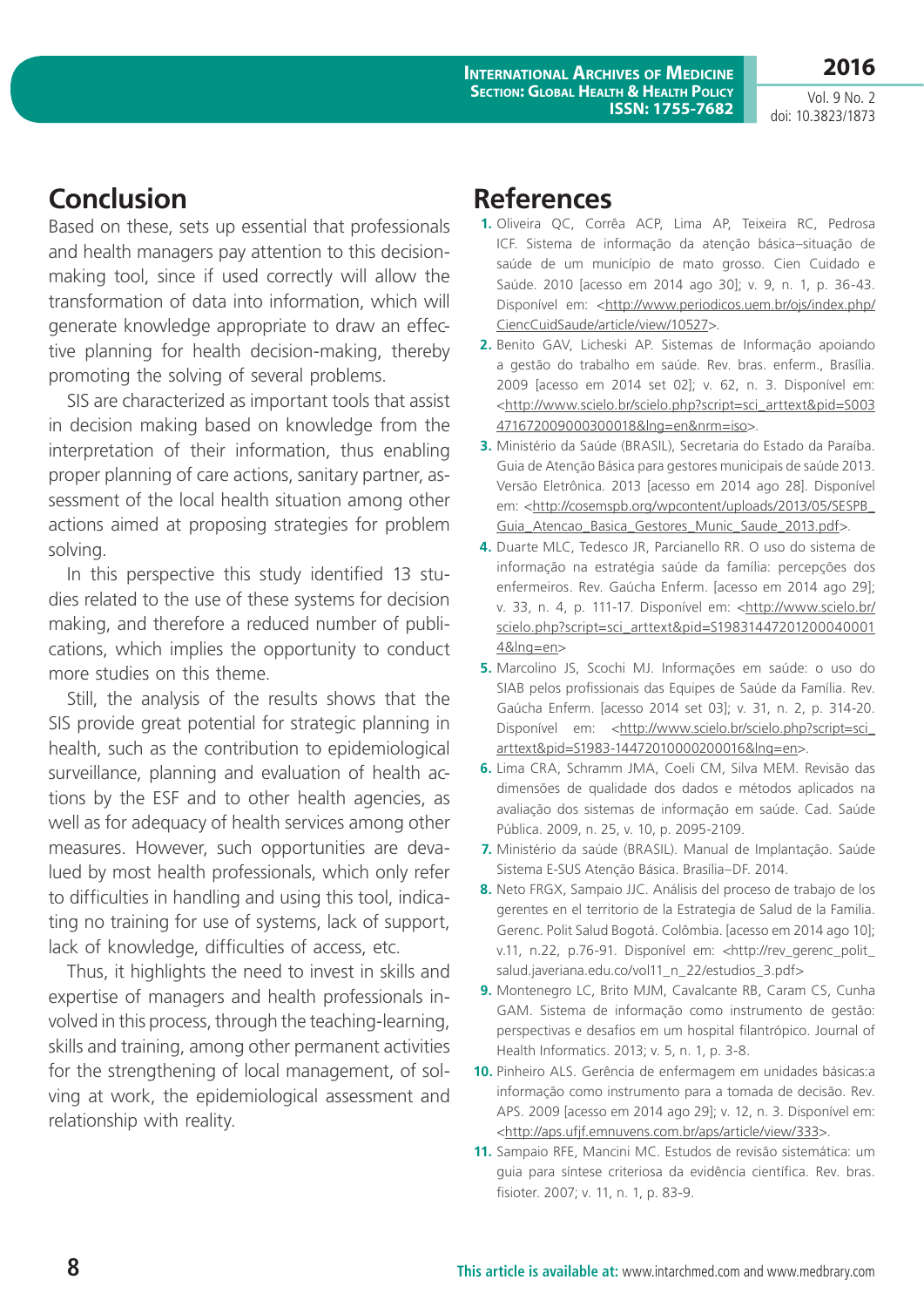## Conclusion

Based on these, sets up essential that professionals and health managers pay attention to this decision-making tool, since if used correctly will allow the transformation of data into information, which will generate knowledge appropriate to draw an effective planning for health decision-making, thereby promoting the solving of several problems.

SIS are characterized as important tools that assist in decision making based on knowledge from the interpretation of their information, thus enabling proper planning of care actions, sanitary partner, assessment of the local health situation among other actions aimed at proposing strategies for problem solving.

In this perspective this study identified 13 studies related to the use of these systems for decision making, and therefore a reduced number of publications, which implies the opportunity to conduct more studies on this theme.

Still, the analysis of the results shows that the SIS provide great potential for strategic planning in health, such as the contribution to epidemiological surveillance, planning and evaluation of health actions by the ESF and to other health agencies, as well as for adequacy of health services among other measures. However, such opportunities are devalued by most health professionals, which only refer to difficulties in handling and using this tool, indicating no training for use of systems, lack of support, lack of knowledge, difficulties of access, etc.

Thus, it highlights the need to invest in skills and expertise of managers and health professionals involved in this process, through the teaching-learning, skills and training, among other permanent activities for the strengthening of local management, of solving at work, the epidemiological assessment and relationship with reality.

## References

1. Oliveira QC, Corrêa ACP, Lima AP, Teixeira RC, Pedrosa ICF. Sistema de informação da atenção básica–situação de saúde de um município de mato grosso. Cien Cuidado e Saúde. 2010 [acesso em 2014 ago 30]; v. 9, n. 1, p. 36-43. Disponível em: <http://www.periodicos.uem.br/ojs/index.php/CiencCuidSaude/article/view/10527>.
2. Benito GAV, Licheski AP. Sistemas de Informação apoiando a gestão do trabalho em saúde. Rev. bras. enferm., Brasília. 2009 [acesso em 2014 set 02]; v. 62, n. 3. Disponível em: <http://www.scielo.br/scielo.php?script=sci_arttext&pid=S003471672009000300018&lng=en&nrm=iso>.
3. Ministério da Saúde (BRASIL), Secretaria do Estado da Paraíba. Guia de Atenção Básica para gestores municipais de saúde 2013. Versão Eletrônica. 2013 [acesso em 2014 ago 28]. Disponível em: <http://cosemspb.org/wpcontent/uploads/2013/05/SESPB_Guia_Atencao_Basica_Gestores_Munic_Saude_2013.pdf>.
4. Duarte MLC, Tedesco JR, Parcianello RR. O uso do sistema de informação na estratégia saúde da família: percepções dos enfermeiros. Rev. Gaúcha Enferm. [acesso em 2014 ago 29]; v. 33, n. 4, p. 111-17. Disponível em: <http://www.scielo.br/scielo.php?script=sci_arttext&pid=S19831447201200040001 4&lng=en>
5. Marcolino JS, Scochi MJ. Informações em saúde: o uso do SIAB pelos profissionais das Equipes de Saúde da Família. Rev. Gaúcha Enferm. [acesso 2014 set 03]; v. 31, n. 2, p. 314-20. Disponível em: <http://www.scielo.br/scielo.php?script=sci_arttext&pid=S1983-14472010000200016&lng=en>.
6. Lima CRA, Schramm JMA, Coeli CM, Silva MEM. Revisão das dimensões de qualidade dos dados e métodos aplicados na avaliação dos sistemas de informação em saúde. Cad. Saúde Pública. 2009, n. 25, v. 10, p. 2095-2109.
7. Ministério da saúde (BRASIL). Manual de Implantação. Saúde Sistema E-SUS Atenção Básica. Brasília–DF. 2014.
8. Neto FRGX, Sampaio JJC. Análisis del proceso de trabajo de los gerentes en el territorio de la Estrategia de Salud de la Familia. Gerenc. Polit Salud Bogotá. Colômbia. [acesso em 2014 ago 10]; v.11, n.22, p.76-91. Disponível em: <http://rev_gerenc_polit_salud.javeriana.edu.co/vol11_n_22/estudios_3.pdf>
9. Montenegro LC, Brito MJM, Cavalcante RB, Caram CS, Cunha GAM. Sistema de informação como instrumento de gestão: perspectivas e desafios em um hospital filantrópico. Journal of Health Informatics. 2013; v. 5, n. 1, p. 3-8.
10. Pinheiro ALS. Gerência de enfermagem em unidades básicas:a informação como instrumento para a tomada de decisão. Rev. APS. 2009 [acesso em 2014 ago 29]; v. 12, n. 3. Disponível em: <http://aps.ufjf.emnuvens.com.br/aps/article/view/333>.
11. Sampaio RFE, Mancini MC. Estudos de revisão sistemática: um guia para síntese criteriosa da evidência científica. Rev. bras. fisioter. 2007; v. 11, n. 1, p. 83-9.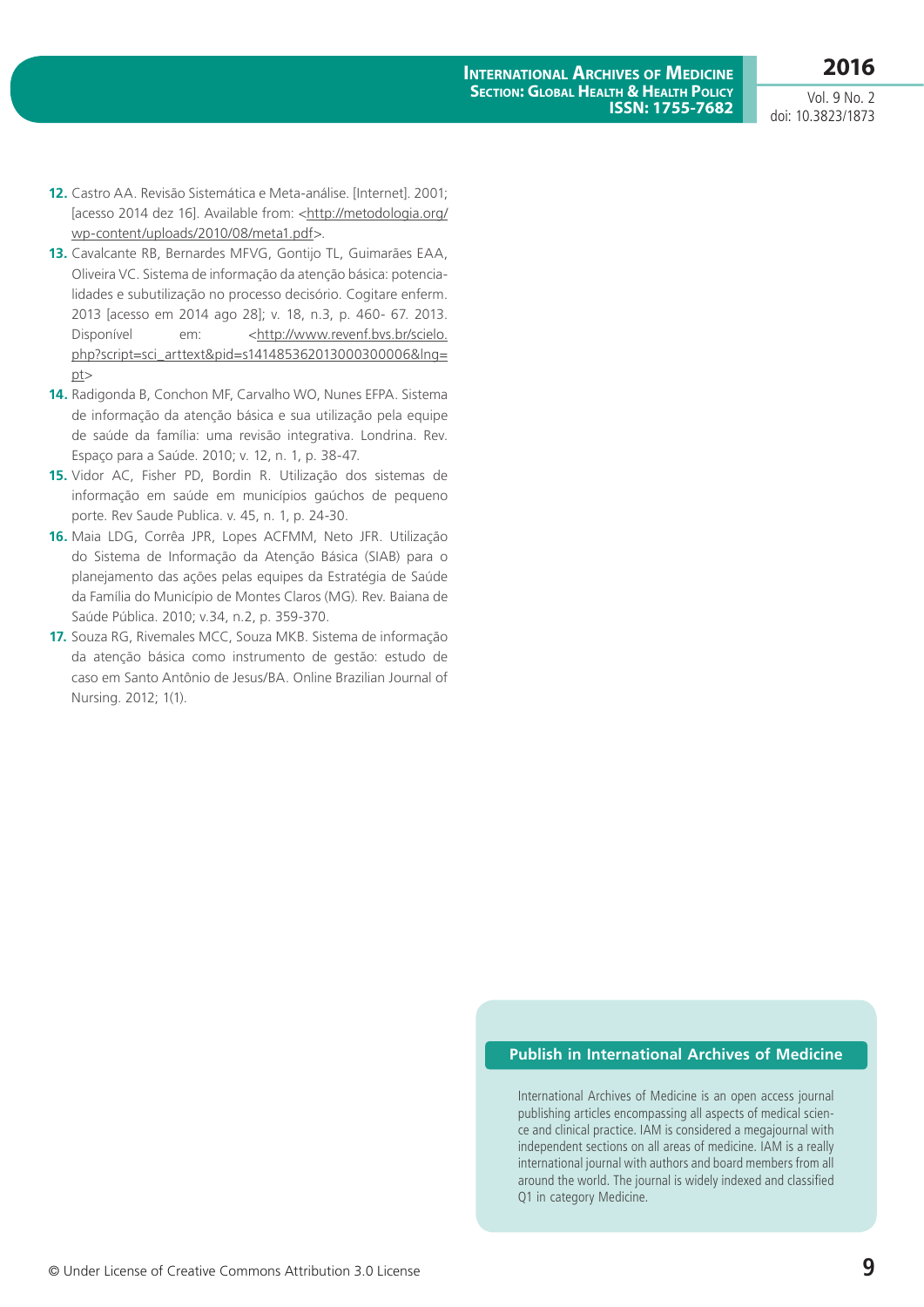12. Castro AA. Revisão Sistemática e Meta-análise. [Internet]. 2001; [acesso 2014 dez 16]. Available from: <http://metodologia.org/wp-content/uploads/2010/08/meta1.pdf>.

13. Cavalcante RB, Bernardes MFVG, Gontijo TL, Guimarães EAA, Oliveira VC. Sistema de informação da atenção básica: potencialidades e subutilização no processo decisório. Cogitare enferm. 2013 [acesso em 2014 ago 28]; v. 18, n.3, p. 460- 67. 2013. Disponível em: <http://www.revenf.bvs.br/scielo.php?script=sci_arttext&pid=s141485362013000300006&lng=pt>

14. Radigonda B, Conchon MF, Carvalho WO, Nunes EFPA. Sistema de informação da atenção básica e sua utilização pela equipe de saúde da família: uma revisão integrativa. Londrina. Rev. Espaço para a Saúde. 2010; v. 12, n. 1, p. 38-47.

15. Vidor AC, Fisher PD, Bordin R. Utilização dos sistemas de informação em saúde em municípios gaúchos de pequeno porte. Rev Saude Publica. v. 45, n. 1, p. 24-30.

16. Maia LDG, Corrêa JPR, Lopes ACFMM, Neto JFR. Utilização do Sistema de Informação da Atenção Básica (SIAB) para o planejamento das ações pelas equipes da Estratégia de Saúde da Família do Município de Montes Claros (MG). Rev. Baiana de Saúde Pública. 2010; v.34, n.2, p. 359-370.

17. Souza RG, Rivemales MCC, Souza MKB. Sistema de informação da atenção básica como instrumento de gestão: estudo de caso em Santo Antônio de Jesus/BA. Online Brazilian Journal of Nursing. 2012; 1(1).

**Publish in International Archives of Medicine**

International Archives of Medicine is an open access journal publishing articles encompassing all aspects of medical science and clinical practice. IAM is considered a megajournal with independent sections on all areas of medicine. IAM is a really international journal with authors and board members from all around the world. The journal is widely indexed and classified Q1 in category Medicine.